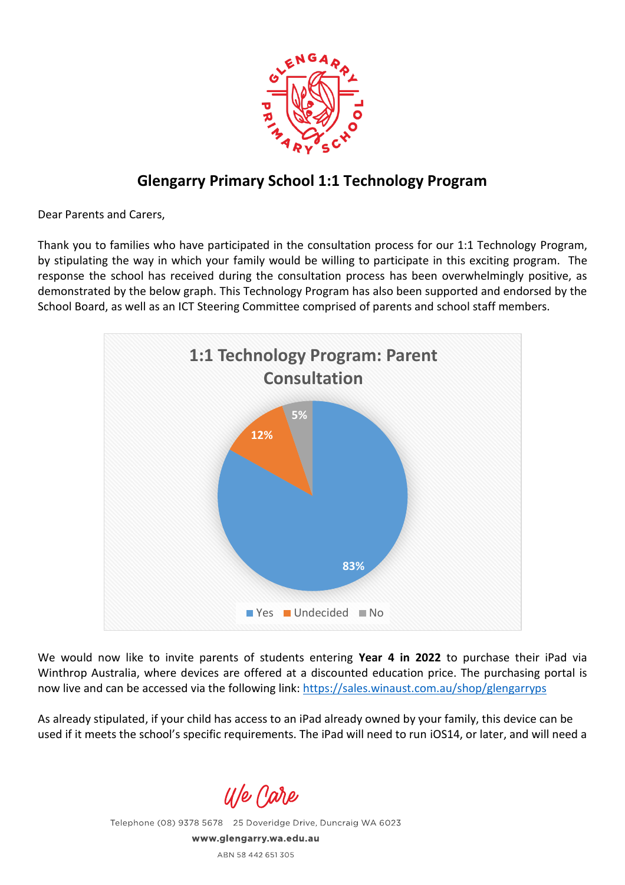# Glengarry Primary School 1:1 Technology Program

Dear Parents and Carers,

Thank you to families who have participated in the consultation process for our 1:1 Technology Program, by stipulating the way in which your family would be willing to participate in this exciting program. The response the school has received during the consultation process has been overwhelmingly positive, as demonstrated by the below graph. This Technology Program has also been supported and endorsed by the School Board, as well as an ICT Steering Committee comprised of parents and school staff members.

**1:1 Technology Program: Parent Consultation**

| Response | Percentage |
|---|---|
| Yes | 83% |
| Undecided | 12% |
| No | 5% |

We would now like to invite parents of students entering **Year 4 in 2022** to purchase their iPad via Winthrop Australia, where devices are offered at a discounted education price. The purchasing portal is now live and can be accessed via the following link: https://sales.winaust.com.au/shop/glengarryps

As already stipulated, if your child has access to an iPad already owned by your family, this device can be used if it meets the school's specific requirements. The iPad will need to run iOS14, or later, and will need a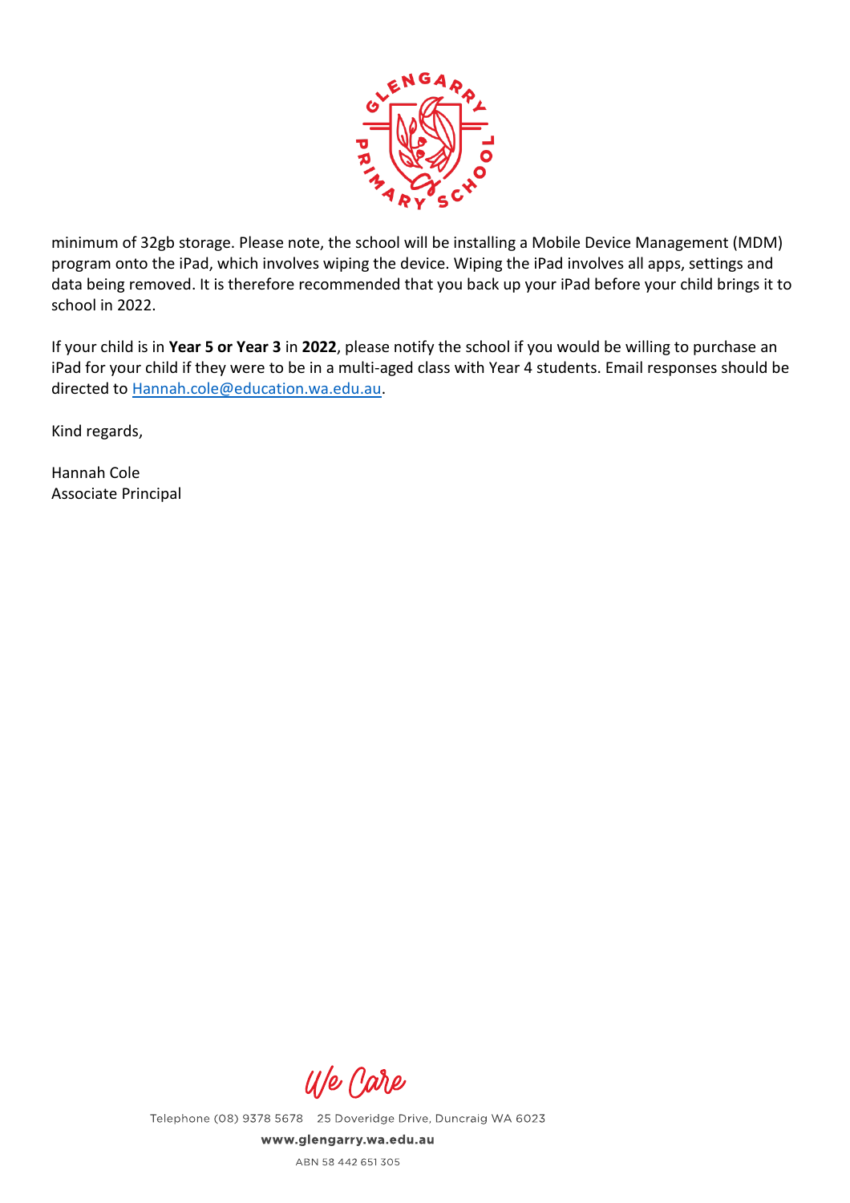minimum of 32gb storage. Please note, the school will be installing a Mobile Device Management (MDM) program onto the iPad, which involves wiping the device. Wiping the iPad involves all apps, settings and data being removed. It is therefore recommended that you back up your iPad before your child brings it to school in 2022.

If your child is in **Year 5 or Year 3** in **2022**, please notify the school if you would be willing to purchase an iPad for your child if they were to be in a multi-aged class with Year 4 students. Email responses should be directed to Hannah.cole@education.wa.edu.au.

Kind regards,

Hannah Cole
Associate Principal